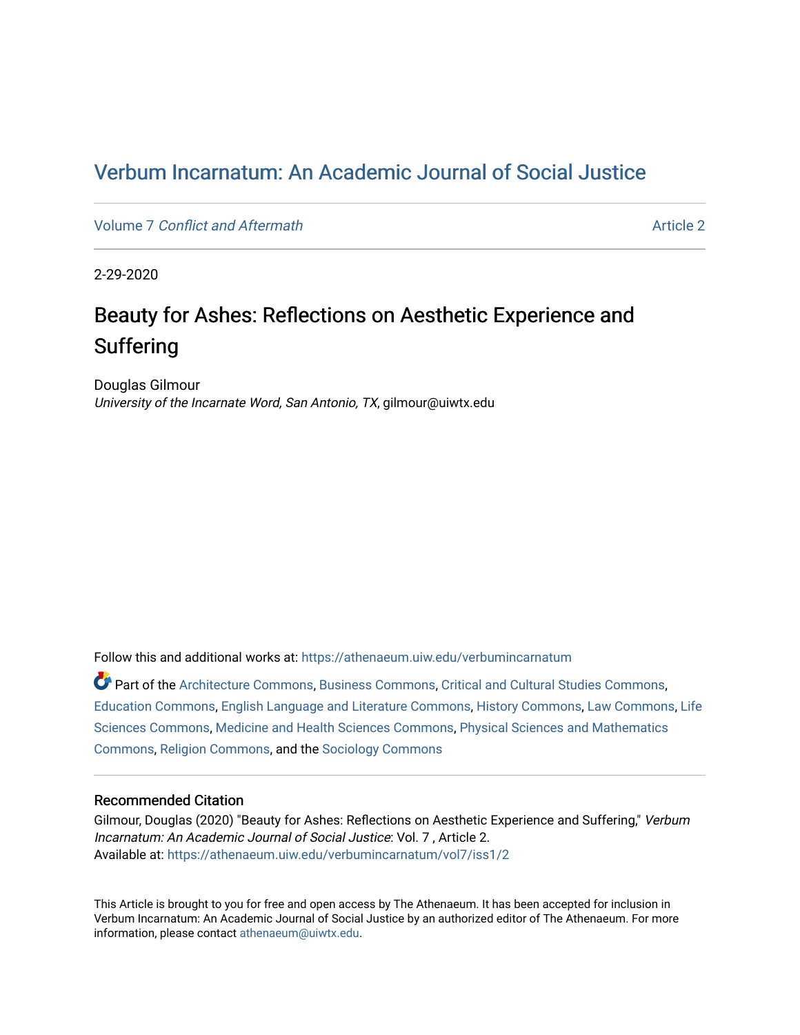# Verbum Incarnatum: An Academic Journal of Social Justice

Volume 7 *Conflict and Aftermath* Article 2

2-29-2020

## Beauty for Ashes: Reflections on Aesthetic Experience and Suffering

Douglas Gilmour
*University of the Incarnate Word, San Antonio, TX*, gilmour@uiwtx.edu

Follow this and additional works at: https://athenaeum.uiw.edu/verbumincarnatum

Part of the Architecture Commons, Business Commons, Critical and Cultural Studies Commons, Education Commons, English Language and Literature Commons, History Commons, Law Commons, Life Sciences Commons, Medicine and Health Sciences Commons, Physical Sciences and Mathematics Commons, Religion Commons, and the Sociology Commons

### Recommended Citation

Gilmour, Douglas (2020) "Beauty for Ashes: Reflections on Aesthetic Experience and Suffering," *Verbum Incarnatum: An Academic Journal of Social Justice*: Vol. 7 , Article 2.
Available at: https://athenaeum.uiw.edu/verbumincarnatum/vol7/iss1/2

This Article is brought to you for free and open access by The Athenaeum. It has been accepted for inclusion in Verbum Incarnatum: An Academic Journal of Social Justice by an authorized editor of The Athenaeum. For more information, please contact athenaeum@uiwtx.edu.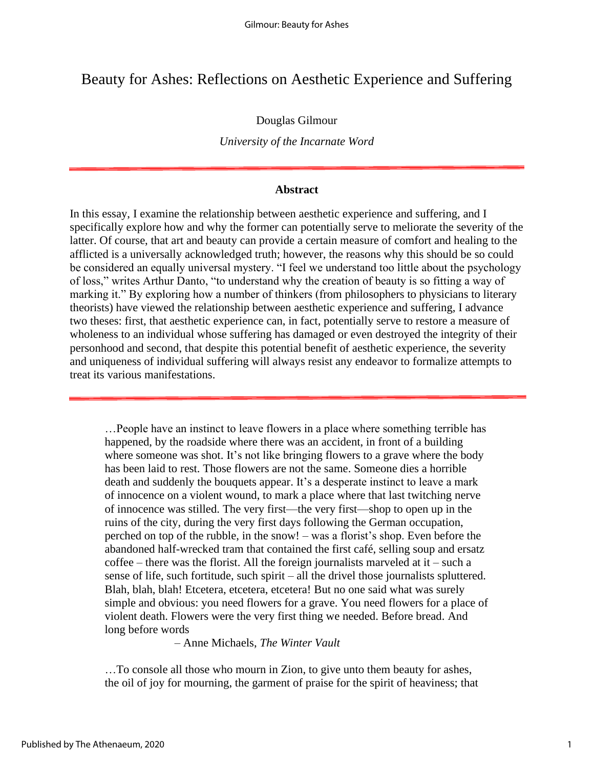# Beauty for Ashes: Reflections on Aesthetic Experience and Suffering

Douglas Gilmour

*University of the Incarnate Word*

---

**Abstract**

In this essay, I examine the relationship between aesthetic experience and suffering, and I specifically explore how and why the former can potentially serve to meliorate the severity of the latter. Of course, that art and beauty can provide a certain measure of comfort and healing to the afflicted is a universally acknowledged truth; however, the reasons why this should be so could be considered an equally universal mystery. "I feel we understand too little about the psychology of loss," writes Arthur Danto, "to understand why the creation of beauty is so fitting a way of marking it." By exploring how a number of thinkers (from philosophers to physicians to literary theorists) have viewed the relationship between aesthetic experience and suffering, I advance two theses: first, that aesthetic experience can, in fact, potentially serve to restore a measure of wholeness to an individual whose suffering has damaged or even destroyed the integrity of their personhood and second, that despite this potential benefit of aesthetic experience, the severity and uniqueness of individual suffering will always resist any endeavor to formalize attempts to treat its various manifestations.

---

> …People have an instinct to leave flowers in a place where something terrible has happened, by the roadside where there was an accident, in front of a building where someone was shot. It's not like bringing flowers to a grave where the body has been laid to rest. Those flowers are not the same. Someone dies a horrible death and suddenly the bouquets appear. It's a desperate instinct to leave a mark of innocence on a violent wound, to mark a place where that last twitching nerve of innocence was stilled. The very first—the very first—shop to open up in the ruins of the city, during the very first days following the German occupation, perched on top of the rubble, in the snow! – was a florist's shop. Even before the abandoned half-wrecked tram that contained the first café, selling soup and ersatz coffee – there was the florist. All the foreign journalists marveled at it – such a sense of life, such fortitude, such spirit – all the drivel those journalists spluttered. Blah, blah, blah! Etcetera, etcetera, etcetera! But no one said what was surely simple and obvious: you need flowers for a grave. You need flowers for a place of violent death. Flowers were the very first thing we needed. Before bread. And long before words
>
> – Anne Michaels, *The Winter Vault*

> …To console all those who mourn in Zion, to give unto them beauty for ashes, the oil of joy for mourning, the garment of praise for the spirit of heaviness; that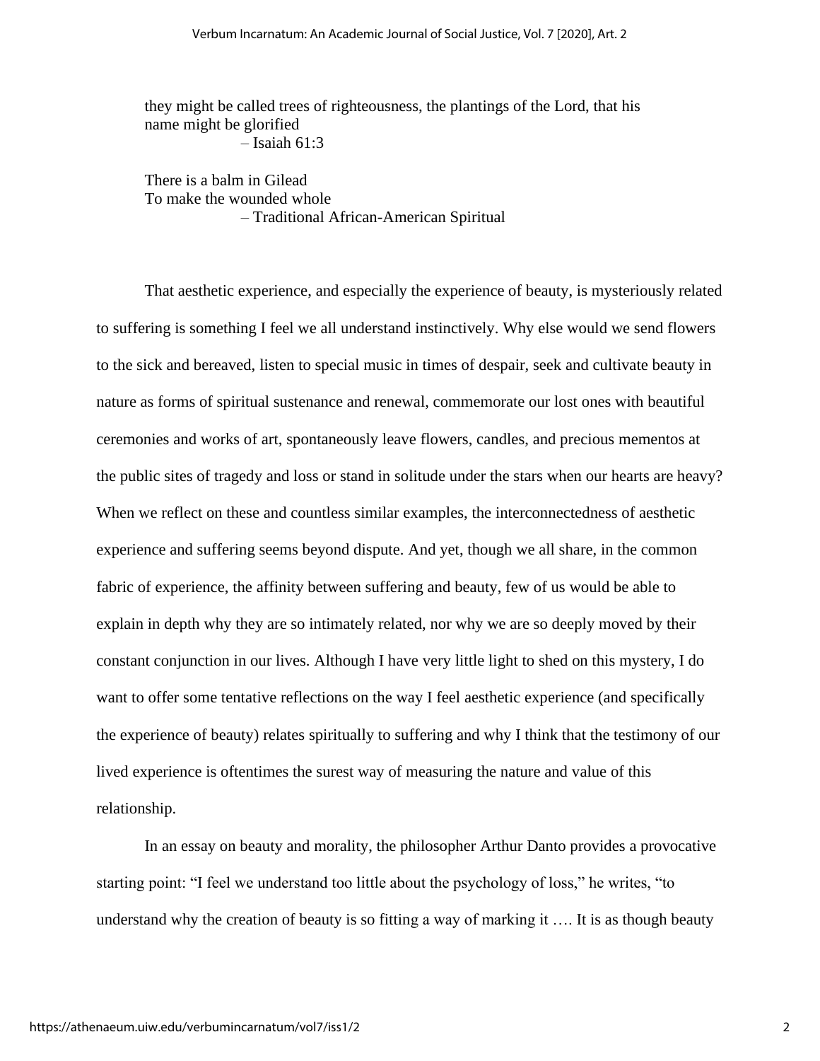> they might be called trees of righteousness, the plantings of the Lord, that his name might be glorified
>
> – Isaiah 61:3

> There is a balm in Gilead
> To make the wounded whole
>
> – Traditional African-American Spiritual

That aesthetic experience, and especially the experience of beauty, is mysteriously related to suffering is something I feel we all understand instinctively. Why else would we send flowers to the sick and bereaved, listen to special music in times of despair, seek and cultivate beauty in nature as forms of spiritual sustenance and renewal, commemorate our lost ones with beautiful ceremonies and works of art, spontaneously leave flowers, candles, and precious mementos at the public sites of tragedy and loss or stand in solitude under the stars when our hearts are heavy? When we reflect on these and countless similar examples, the interconnectedness of aesthetic experience and suffering seems beyond dispute. And yet, though we all share, in the common fabric of experience, the affinity between suffering and beauty, few of us would be able to explain in depth why they are so intimately related, nor why we are so deeply moved by their constant conjunction in our lives. Although I have very little light to shed on this mystery, I do want to offer some tentative reflections on the way I feel aesthetic experience (and specifically the experience of beauty) relates spiritually to suffering and why I think that the testimony of our lived experience is oftentimes the surest way of measuring the nature and value of this relationship.

In an essay on beauty and morality, the philosopher Arthur Danto provides a provocative starting point: "I feel we understand too little about the psychology of loss," he writes, "to understand why the creation of beauty is so fitting a way of marking it …. It is as though beauty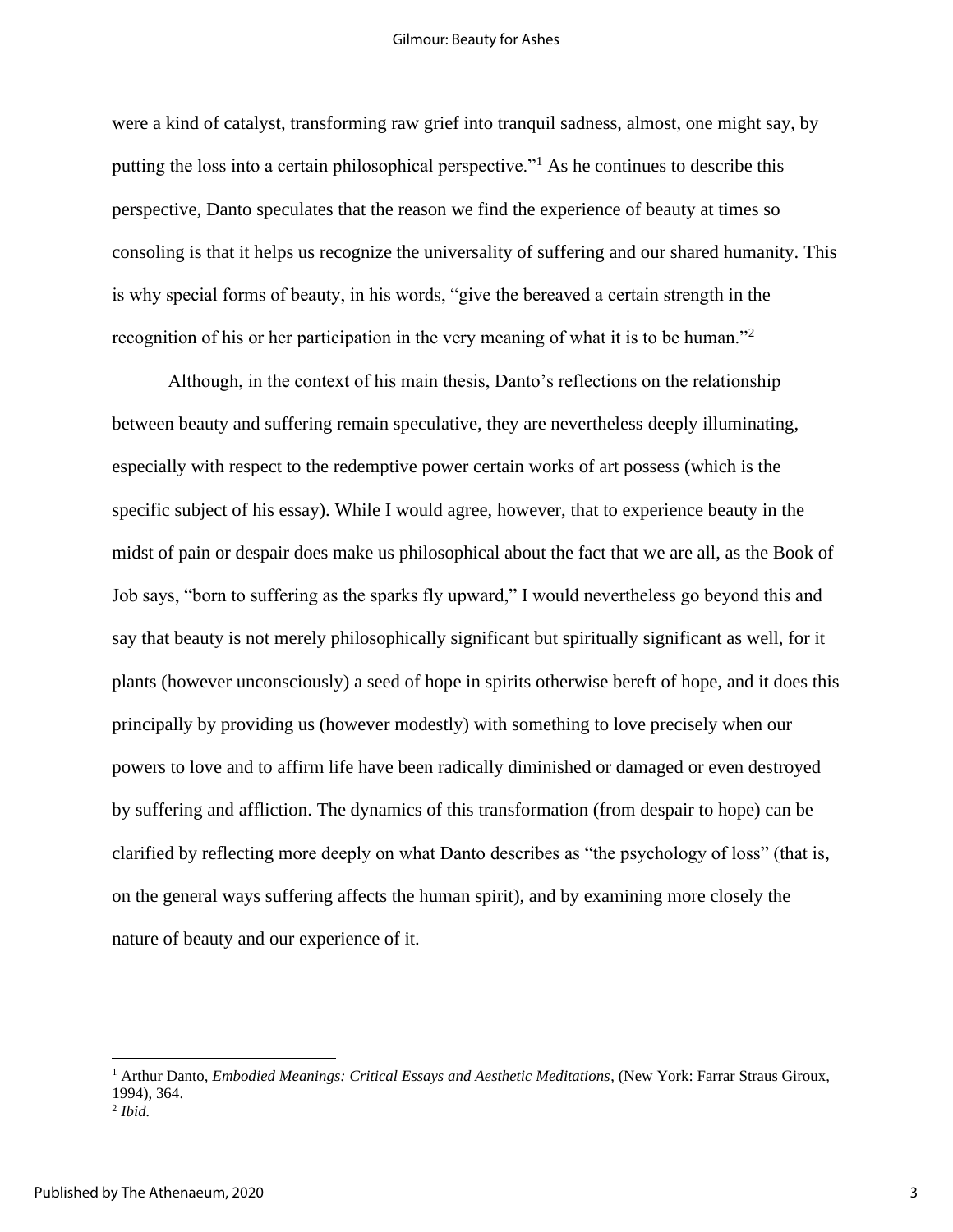were a kind of catalyst, transforming raw grief into tranquil sadness, almost, one might say, by putting the loss into a certain philosophical perspective."[1] As he continues to describe this perspective, Danto speculates that the reason we find the experience of beauty at times so consoling is that it helps us recognize the universality of suffering and our shared humanity. This is why special forms of beauty, in his words, "give the bereaved a certain strength in the recognition of his or her participation in the very meaning of what it is to be human."[2]

Although, in the context of his main thesis, Danto's reflections on the relationship between beauty and suffering remain speculative, they are nevertheless deeply illuminating, especially with respect to the redemptive power certain works of art possess (which is the specific subject of his essay). While I would agree, however, that to experience beauty in the midst of pain or despair does make us philosophical about the fact that we are all, as the Book of Job says, "born to suffering as the sparks fly upward," I would nevertheless go beyond this and say that beauty is not merely philosophically significant but spiritually significant as well, for it plants (however unconsciously) a seed of hope in spirits otherwise bereft of hope, and it does this principally by providing us (however modestly) with something to love precisely when our powers to love and to affirm life have been radically diminished or damaged or even destroyed by suffering and affliction. The dynamics of this transformation (from despair to hope) can be clarified by reflecting more deeply on what Danto describes as "the psychology of loss" (that is, on the general ways suffering affects the human spirit), and by examining more closely the nature of beauty and our experience of it.

---

[1] Arthur Danto, *Embodied Meanings: Critical Essays and Aesthetic Meditations*, (New York: Farrar Straus Giroux, 1994), 364.

[2] *Ibid.*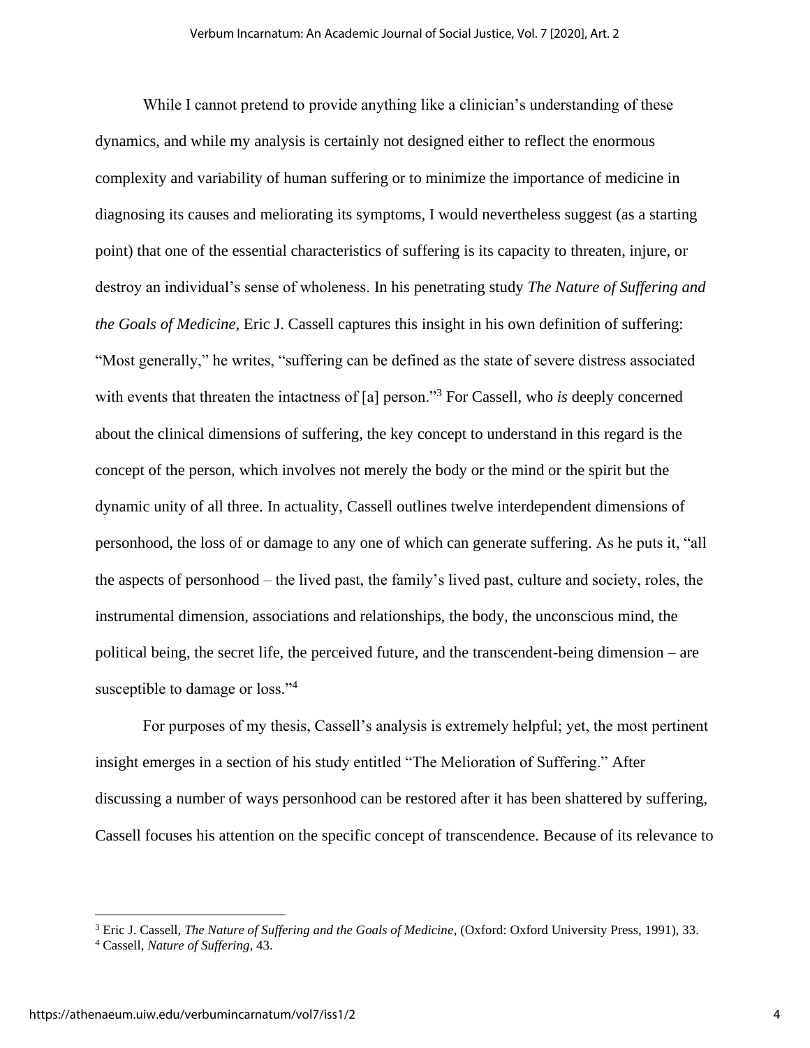While I cannot pretend to provide anything like a clinician's understanding of these dynamics, and while my analysis is certainly not designed either to reflect the enormous complexity and variability of human suffering or to minimize the importance of medicine in diagnosing its causes and meliorating its symptoms, I would nevertheless suggest (as a starting point) that one of the essential characteristics of suffering is its capacity to threaten, injure, or destroy an individual's sense of wholeness. In his penetrating study *The Nature of Suffering and the Goals of Medicine*, Eric J. Cassell captures this insight in his own definition of suffering: "Most generally," he writes, "suffering can be defined as the state of severe distress associated with events that threaten the intactness of [a] person."[3] For Cassell, who *is* deeply concerned about the clinical dimensions of suffering, the key concept to understand in this regard is the concept of the person, which involves not merely the body or the mind or the spirit but the dynamic unity of all three. In actuality, Cassell outlines twelve interdependent dimensions of personhood, the loss of or damage to any one of which can generate suffering. As he puts it, "all the aspects of personhood – the lived past, the family's lived past, culture and society, roles, the instrumental dimension, associations and relationships, the body, the unconscious mind, the political being, the secret life, the perceived future, and the transcendent-being dimension – are susceptible to damage or loss."[4]

For purposes of my thesis, Cassell's analysis is extremely helpful; yet, the most pertinent insight emerges in a section of his study entitled "The Melioration of Suffering." After discussing a number of ways personhood can be restored after it has been shattered by suffering, Cassell focuses his attention on the specific concept of transcendence. Because of its relevance to

---

[3] Eric J. Cassell, *The Nature of Suffering and the Goals of Medicine*, (Oxford: Oxford University Press, 1991), 33.

[4] Cassell, *Nature of Suffering*, 43.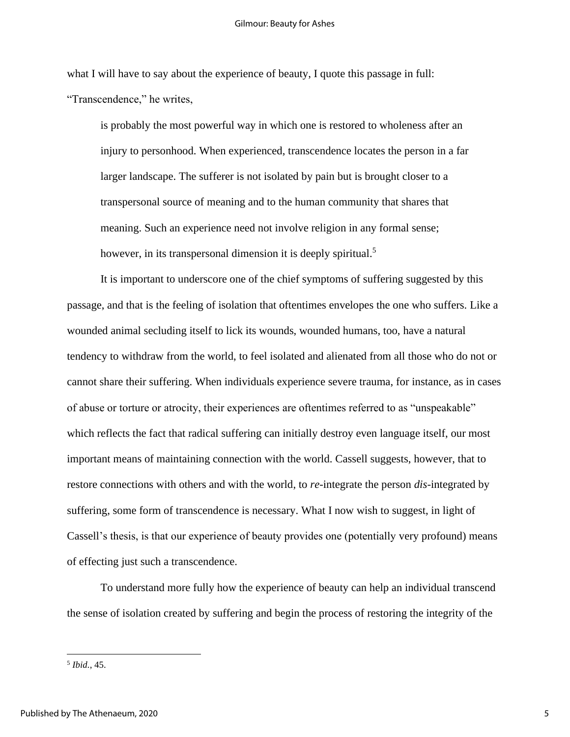what I will have to say about the experience of beauty, I quote this passage in full: "Transcendence," he writes,

> is probably the most powerful way in which one is restored to wholeness after an injury to personhood. When experienced, transcendence locates the person in a far larger landscape. The sufferer is not isolated by pain but is brought closer to a transpersonal source of meaning and to the human community that shares that meaning. Such an experience need not involve religion in any formal sense; however, in its transpersonal dimension it is deeply spiritual.[5]

It is important to underscore one of the chief symptoms of suffering suggested by this passage, and that is the feeling of isolation that oftentimes envelopes the one who suffers. Like a wounded animal secluding itself to lick its wounds, wounded humans, too, have a natural tendency to withdraw from the world, to feel isolated and alienated from all those who do not or cannot share their suffering. When individuals experience severe trauma, for instance, as in cases of abuse or torture or atrocity, their experiences are oftentimes referred to as "unspeakable" which reflects the fact that radical suffering can initially destroy even language itself, our most important means of maintaining connection with the world. Cassell suggests, however, that to restore connections with others and with the world, to *re*-integrate the person *dis*-integrated by suffering, some form of transcendence is necessary. What I now wish to suggest, in light of Cassell's thesis, is that our experience of beauty provides one (potentially very profound) means of effecting just such a transcendence.

To understand more fully how the experience of beauty can help an individual transcend the sense of isolation created by suffering and begin the process of restoring the integrity of the

---

[5] *Ibid.*, 45.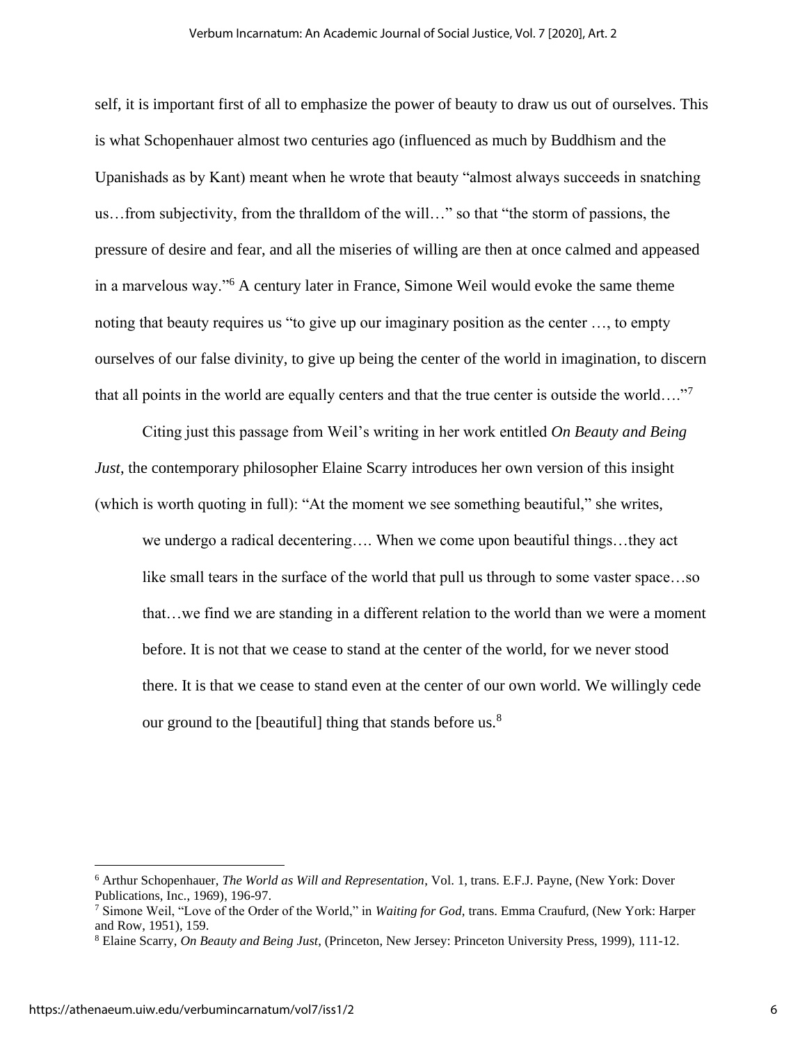self, it is important first of all to emphasize the power of beauty to draw us out of ourselves. This is what Schopenhauer almost two centuries ago (influenced as much by Buddhism and the Upanishads as by Kant) meant when he wrote that beauty "almost always succeeds in snatching us…from subjectivity, from the thralldom of the will…" so that "the storm of passions, the pressure of desire and fear, and all the miseries of willing are then at once calmed and appeased in a marvelous way."[6] A century later in France, Simone Weil would evoke the same theme noting that beauty requires us "to give up our imaginary position as the center …, to empty ourselves of our false divinity, to give up being the center of the world in imagination, to discern that all points in the world are equally centers and that the true center is outside the world…."[7]

Citing just this passage from Weil's writing in her work entitled *On Beauty and Being Just*, the contemporary philosopher Elaine Scarry introduces her own version of this insight (which is worth quoting in full): "At the moment we see something beautiful," she writes,

> we undergo a radical decentering…. When we come upon beautiful things…they act like small tears in the surface of the world that pull us through to some vaster space…so that…we find we are standing in a different relation to the world than we were a moment before. It is not that we cease to stand at the center of the world, for we never stood there. It is that we cease to stand even at the center of our own world. We willingly cede our ground to the [beautiful] thing that stands before us.[8]

---

[6] Arthur Schopenhauer, *The World as Will and Representation*, Vol. 1, trans. E.F.J. Payne, (New York: Dover Publications, Inc., 1969), 196-97.

[7] Simone Weil, "Love of the Order of the World," in *Waiting for God*, trans. Emma Craufurd, (New York: Harper and Row, 1951), 159.

[8] Elaine Scarry, *On Beauty and Being Just*, (Princeton, New Jersey: Princeton University Press, 1999), 111-12.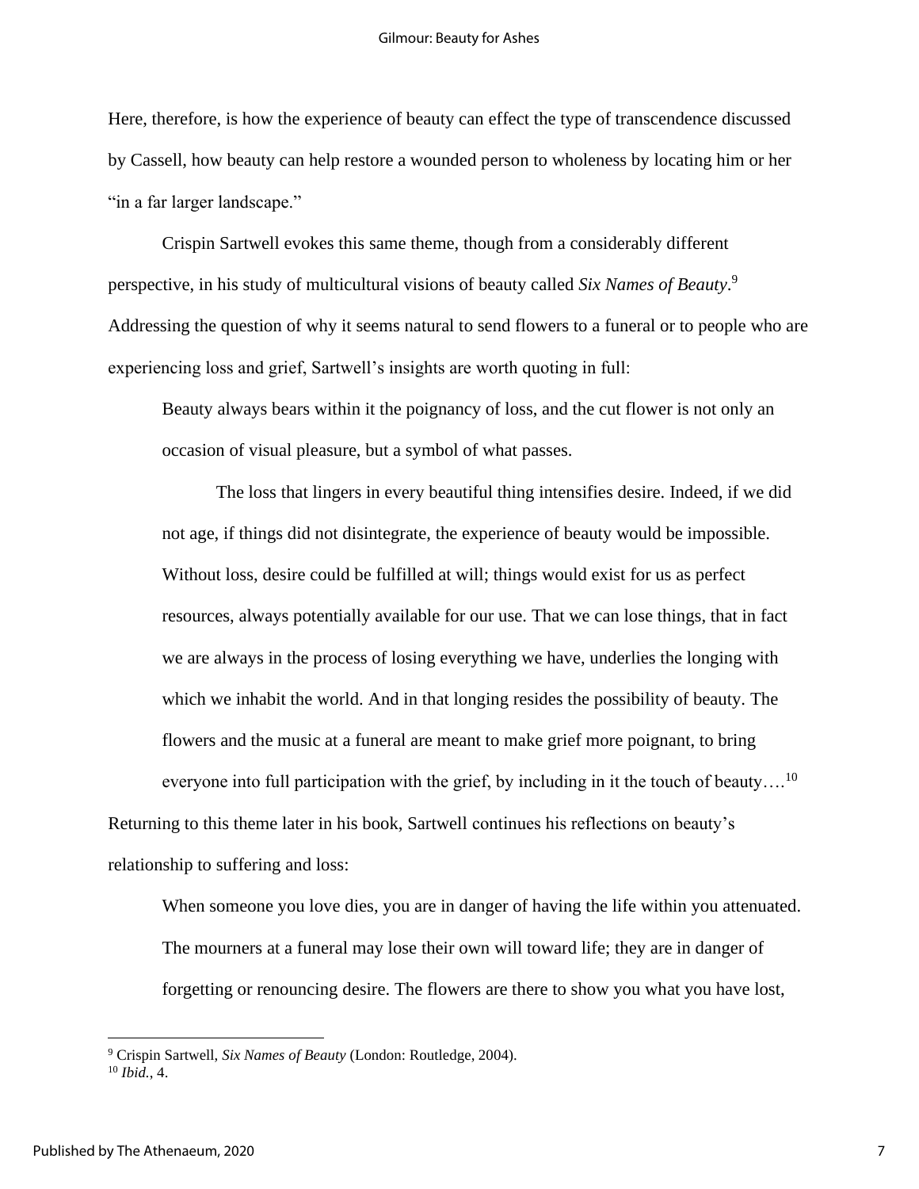Here, therefore, is how the experience of beauty can effect the type of transcendence discussed by Cassell, how beauty can help restore a wounded person to wholeness by locating him or her "in a far larger landscape."

Crispin Sartwell evokes this same theme, though from a considerably different perspective, in his study of multicultural visions of beauty called *Six Names of Beauty*.[9] Addressing the question of why it seems natural to send flowers to a funeral or to people who are experiencing loss and grief, Sartwell's insights are worth quoting in full:

> Beauty always bears within it the poignancy of loss, and the cut flower is not only an occasion of visual pleasure, but a symbol of what passes.
>
> The loss that lingers in every beautiful thing intensifies desire. Indeed, if we did not age, if things did not disintegrate, the experience of beauty would be impossible. Without loss, desire could be fulfilled at will; things would exist for us as perfect resources, always potentially available for our use. That we can lose things, that in fact we are always in the process of losing everything we have, underlies the longing with which we inhabit the world. And in that longing resides the possibility of beauty. The flowers and the music at a funeral are meant to make grief more poignant, to bring everyone into full participation with the grief, by including in it the touch of beauty….[10]

Returning to this theme later in his book, Sartwell continues his reflections on beauty's relationship to suffering and loss:

> When someone you love dies, you are in danger of having the life within you attenuated. The mourners at a funeral may lose their own will toward life; they are in danger of forgetting or renouncing desire. The flowers are there to show you what you have lost,

---

[9] Crispin Sartwell, *Six Names of Beauty* (London: Routledge, 2004).

[10] *Ibid.*, 4.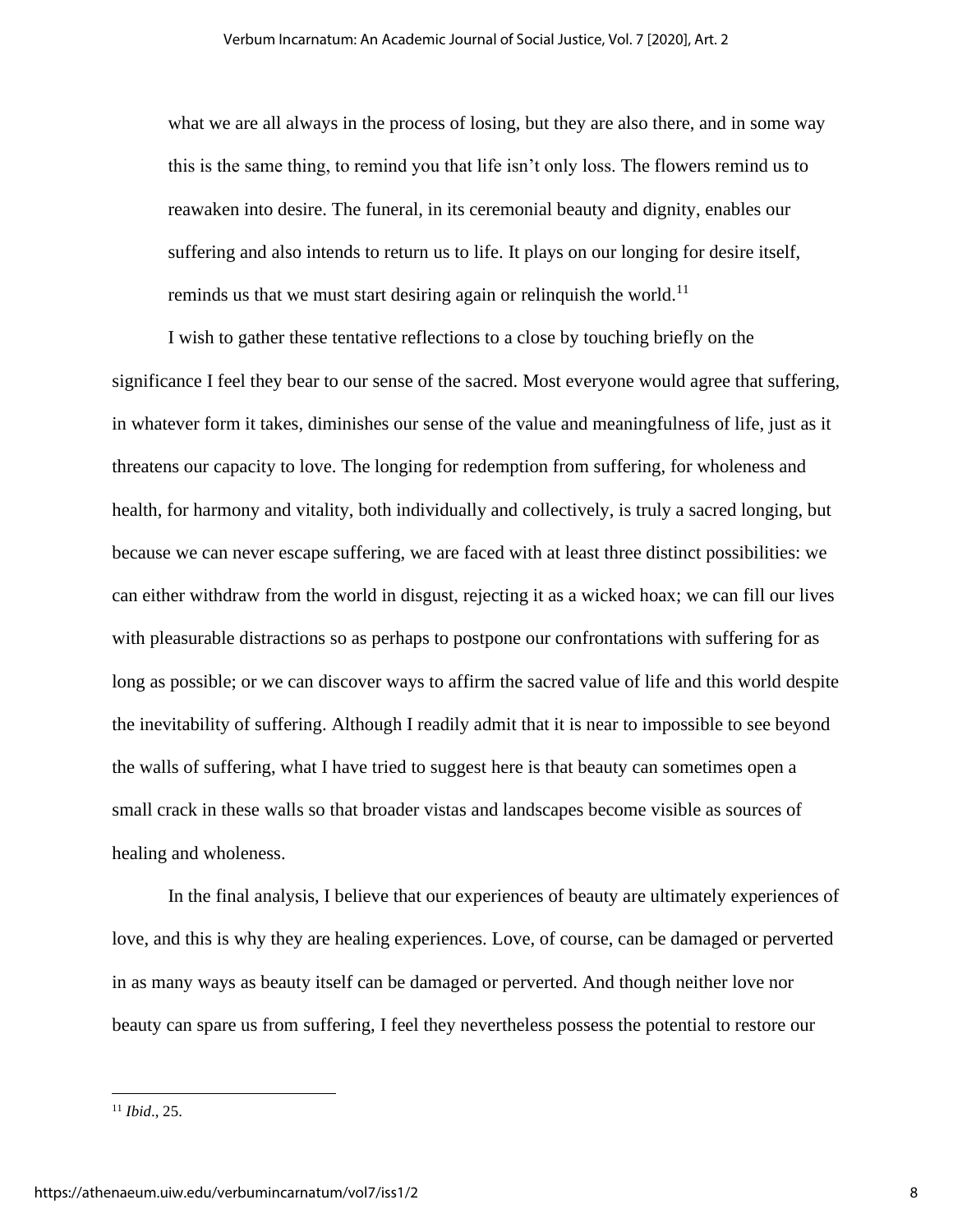> what we are all always in the process of losing, but they are also there, and in some way this is the same thing, to remind you that life isn't only loss. The flowers remind us to reawaken into desire. The funeral, in its ceremonial beauty and dignity, enables our suffering and also intends to return us to life. It plays on our longing for desire itself, reminds us that we must start desiring again or relinquish the world.[11]

I wish to gather these tentative reflections to a close by touching briefly on the significance I feel they bear to our sense of the sacred. Most everyone would agree that suffering, in whatever form it takes, diminishes our sense of the value and meaningfulness of life, just as it threatens our capacity to love. The longing for redemption from suffering, for wholeness and health, for harmony and vitality, both individually and collectively, is truly a sacred longing, but because we can never escape suffering, we are faced with at least three distinct possibilities: we can either withdraw from the world in disgust, rejecting it as a wicked hoax; we can fill our lives with pleasurable distractions so as perhaps to postpone our confrontations with suffering for as long as possible; or we can discover ways to affirm the sacred value of life and this world despite the inevitability of suffering. Although I readily admit that it is near to impossible to see beyond the walls of suffering, what I have tried to suggest here is that beauty can sometimes open a small crack in these walls so that broader vistas and landscapes become visible as sources of healing and wholeness.

In the final analysis, I believe that our experiences of beauty are ultimately experiences of love, and this is why they are healing experiences. Love, of course, can be damaged or perverted in as many ways as beauty itself can be damaged or perverted. And though neither love nor beauty can spare us from suffering, I feel they nevertheless possess the potential to restore our

---

[11] *Ibid.*, 25.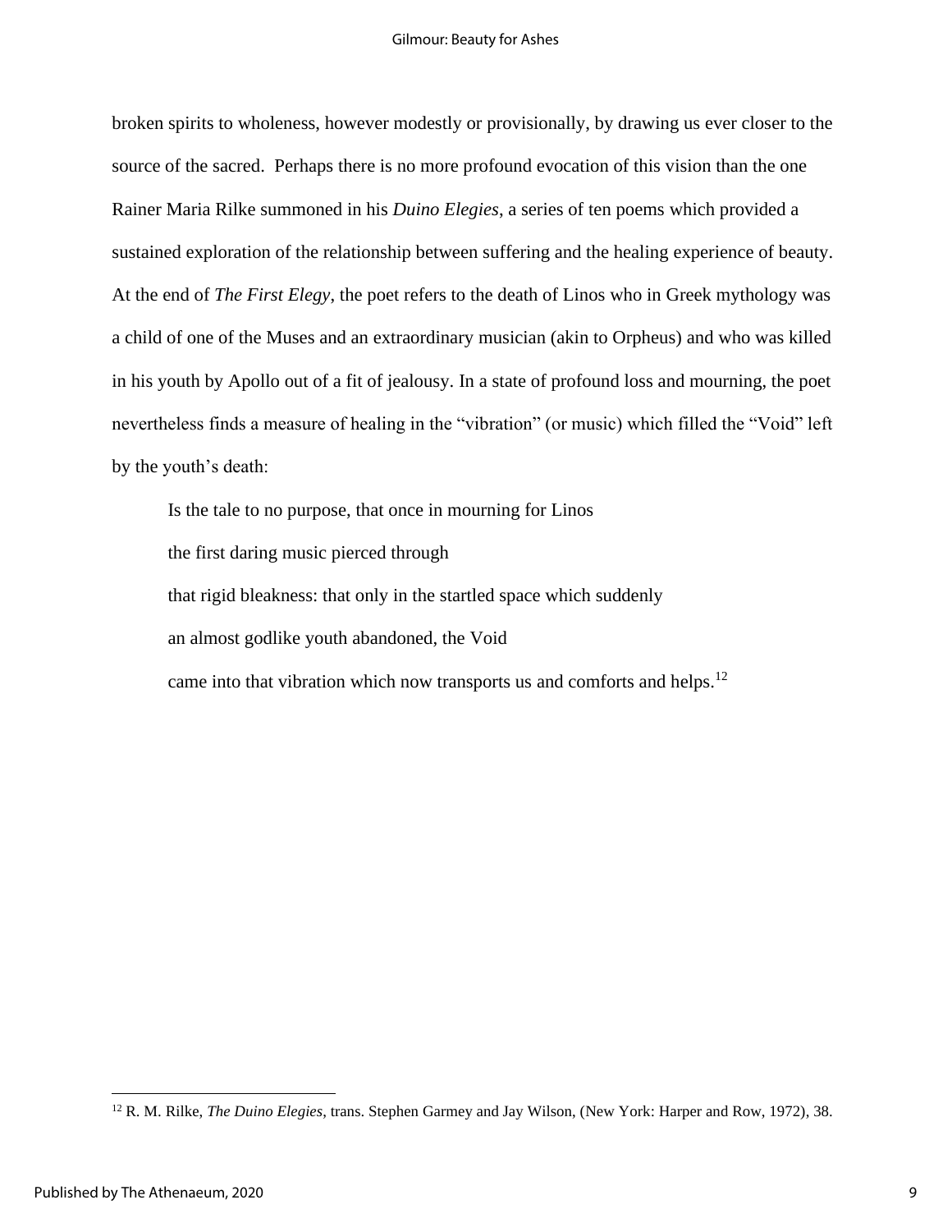broken spirits to wholeness, however modestly or provisionally, by drawing us ever closer to the source of the sacred.  Perhaps there is no more profound evocation of this vision than the one Rainer Maria Rilke summoned in his *Duino Elegies*, a series of ten poems which provided a sustained exploration of the relationship between suffering and the healing experience of beauty. At the end of *The First Elegy*, the poet refers to the death of Linos who in Greek mythology was a child of one of the Muses and an extraordinary musician (akin to Orpheus) and who was killed in his youth by Apollo out of a fit of jealousy. In a state of profound loss and mourning, the poet nevertheless finds a measure of healing in the "vibration" (or music) which filled the "Void" left by the youth's death:

> Is the tale to no purpose, that once in mourning for Linos
>
> the first daring music pierced through
>
> that rigid bleakness: that only in the startled space which suddenly
>
> an almost godlike youth abandoned, the Void
>
> came into that vibration which now transports us and comforts and helps.[12]

[12] R. M. Rilke, *The Duino Elegies*, trans. Stephen Garmey and Jay Wilson, (New York: Harper and Row, 1972), 38.